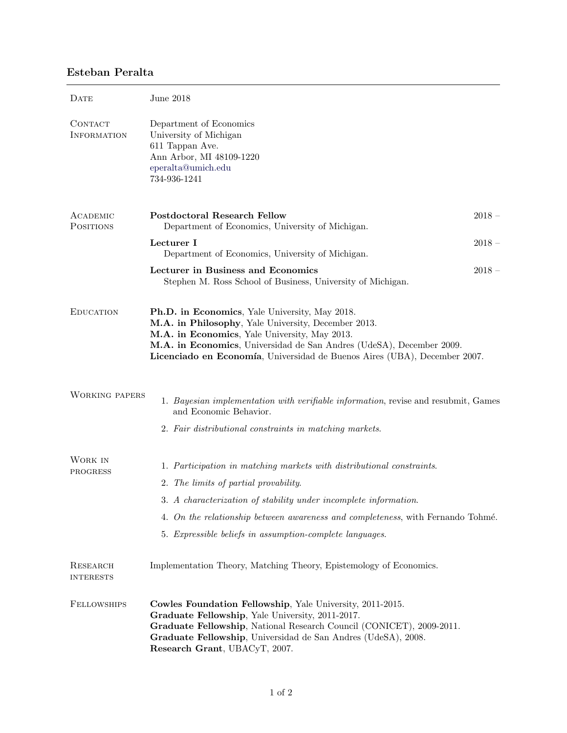# Esteban Peralta

**Date**

June 2018

**Contact Information**

Department of Economics
University of Michigan
611 Tappan Ave.
Ann Arbor, MI 48109-1220
eperalta@umich.edu
734-936-1241

## Academic Positions

**Postdoctoral Research Fellow** 2018 –
Department of Economics, University of Michigan.

**Lecturer I** 2018 –
Department of Economics, University of Michigan.

**Lecturer in Business and Economics** 2018 –
Stephen M. Ross School of Business, University of Michigan.

## Education

**Ph.D. in Economics**, Yale University, May 2018.
**M.A. in Philosophy**, Yale University, December 2013.
**M.A. in Economics**, Yale University, May 2013.
**M.A. in Economics**, Universidad de San Andres (UdeSA), December 2009.
**Licenciado en Economía**, Universidad de Buenos Aires (UBA), December 2007.

## Working papers

1. *Bayesian implementation with verifiable information*, revise and resubmit, Games and Economic Behavior.
2. *Fair distributional constraints in matching markets*.

## Work in progress

1. *Participation in matching markets with distributional constraints*.
2. *The limits of partial provability*.
3. *A characterization of stability under incomplete information*.
4. *On the relationship between awareness and completeness*, with Fernando Tohmé.
5. *Expressible beliefs in assumption-complete languages*.

## Research interests

Implementation Theory, Matching Theory, Epistemology of Economics.

## Fellowships

**Cowles Foundation Fellowship**, Yale University, 2011-2015.
**Graduate Fellowship**, Yale University, 2011-2017.
**Graduate Fellowship**, National Research Council (CONICET), 2009-2011.
**Graduate Fellowship**, Universidad de San Andres (UdeSA), 2008.
**Research Grant**, UBACyT, 2007.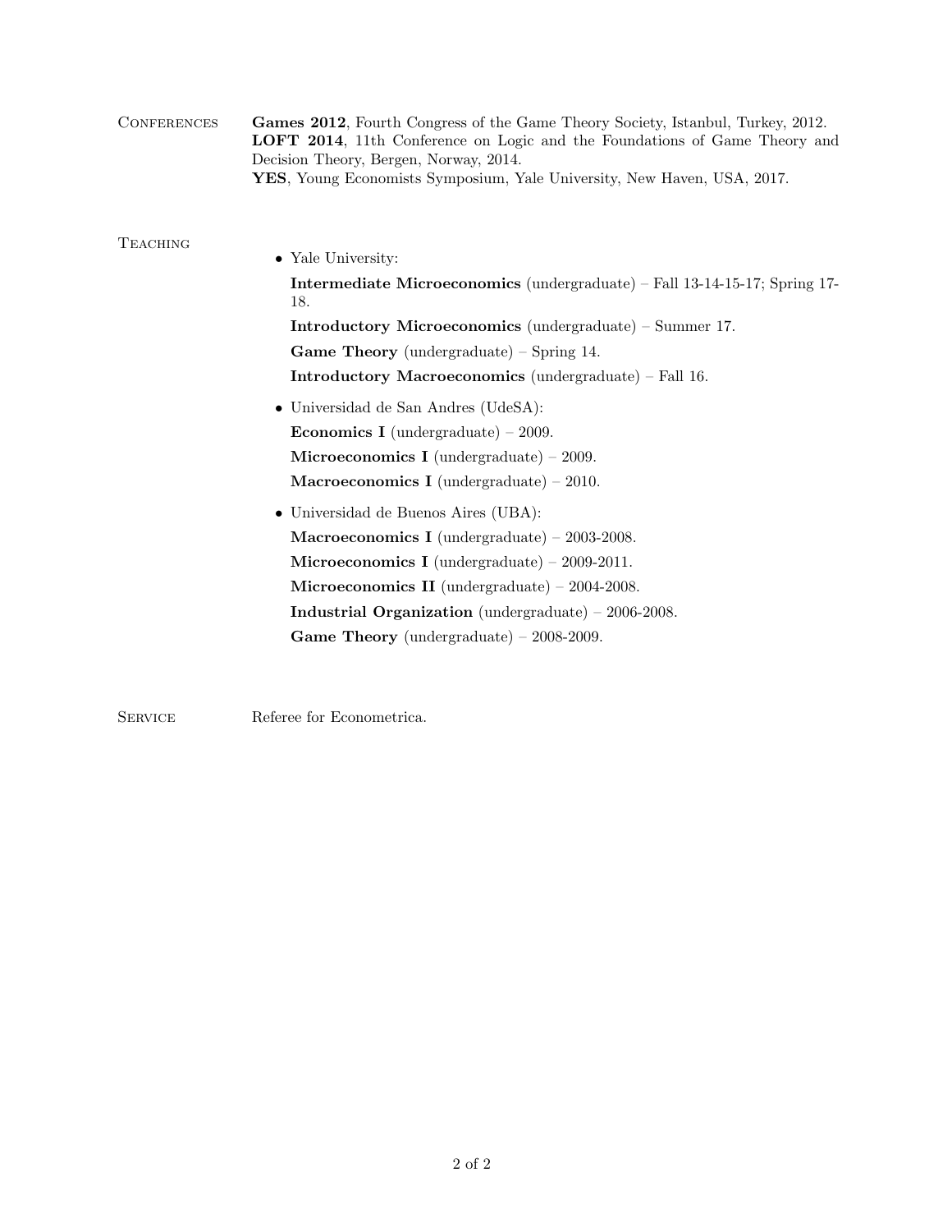## Conferences

**Games 2012**, Fourth Congress of the Game Theory Society, Istanbul, Turkey, 2012.
**LOFT 2014**, 11th Conference on Logic and the Foundations of Game Theory and Decision Theory, Bergen, Norway, 2014.
**YES**, Young Economists Symposium, Yale University, New Haven, USA, 2017.

## Teaching

- Yale University:

  **Intermediate Microeconomics** (undergraduate) – Fall 13-14-15-17; Spring 17-18.

  **Introductory Microeconomics** (undergraduate) – Summer 17.

  **Game Theory** (undergraduate) – Spring 14.

  **Introductory Macroeconomics** (undergraduate) – Fall 16.

- Universidad de San Andres (UdeSA):

  **Economics I** (undergraduate) – 2009.

  **Microeconomics I** (undergraduate) – 2009.

  **Macroeconomics I** (undergraduate) – 2010.

- Universidad de Buenos Aires (UBA):

  **Macroeconomics I** (undergraduate) – 2003-2008.

  **Microeconomics I** (undergraduate) – 2009-2011.

  **Microeconomics II** (undergraduate) – 2004-2008.

  **Industrial Organization** (undergraduate) – 2006-2008.

  **Game Theory** (undergraduate) – 2008-2009.

## Service

Referee for Econometrica.